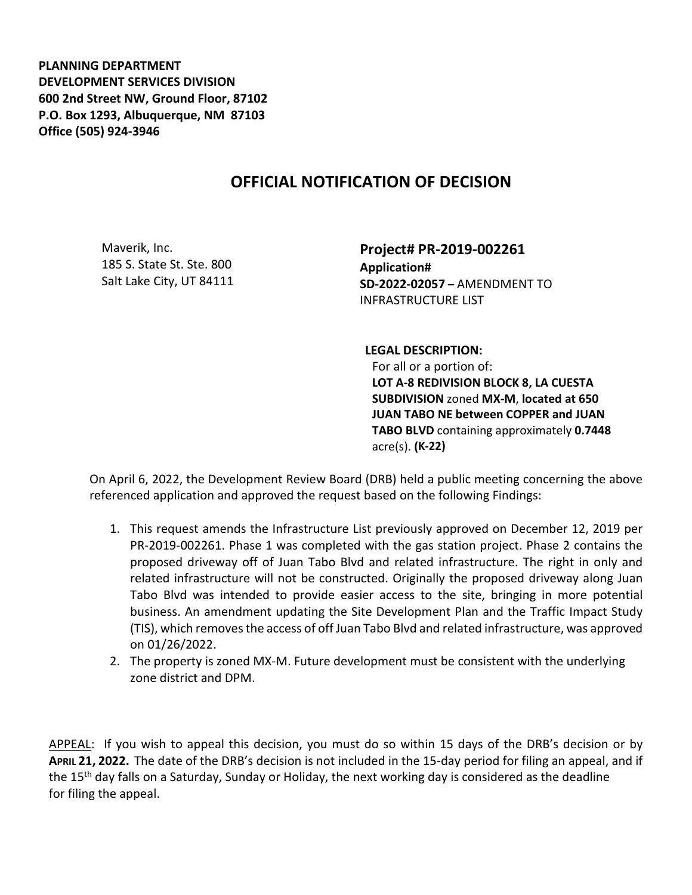**PLANNING DEPARTMENT**
**DEVELOPMENT SERVICES DIVISION**
**600 2nd Street NW, Ground Floor, 87102**
**P.O. Box 1293, Albuquerque, NM 87103**
**Office (505) 924-3946**

# OFFICIAL NOTIFICATION OF DECISION

Maverik, Inc.
185 S. State St. Ste. 800
Salt Lake City, UT 84111

**Project# PR-2019-002261**
**Application#**
**SD-2022-02057 –** AMENDMENT TO INFRASTRUCTURE LIST

**LEGAL DESCRIPTION:**
For all or a portion of:
**LOT A-8 REDIVISION BLOCK 8, LA CUESTA SUBDIVISION** zoned **MX-M**, **located at 650 JUAN TABO NE between COPPER and JUAN TABO BLVD** containing approximately **0.7448** acre(s). **(K-22)**

On April 6, 2022, the Development Review Board (DRB) held a public meeting concerning the above referenced application and approved the request based on the following Findings:

1. This request amends the Infrastructure List previously approved on December 12, 2019 per PR-2019-002261. Phase 1 was completed with the gas station project. Phase 2 contains the proposed driveway off of Juan Tabo Blvd and related infrastructure. The right in only and related infrastructure will not be constructed. Originally the proposed driveway along Juan Tabo Blvd was intended to provide easier access to the site, bringing in more potential business. An amendment updating the Site Development Plan and the Traffic Impact Study (TIS), which removes the access of off Juan Tabo Blvd and related infrastructure, was approved on 01/26/2022.
2. The property is zoned MX-M. Future development must be consistent with the underlying zone district and DPM.

APPEAL: If you wish to appeal this decision, you must do so within 15 days of the DRB's decision or by **APRIL 21, 2022.** The date of the DRB's decision is not included in the 15-day period for filing an appeal, and if the 15th day falls on a Saturday, Sunday or Holiday, the next working day is considered as the deadline for filing the appeal.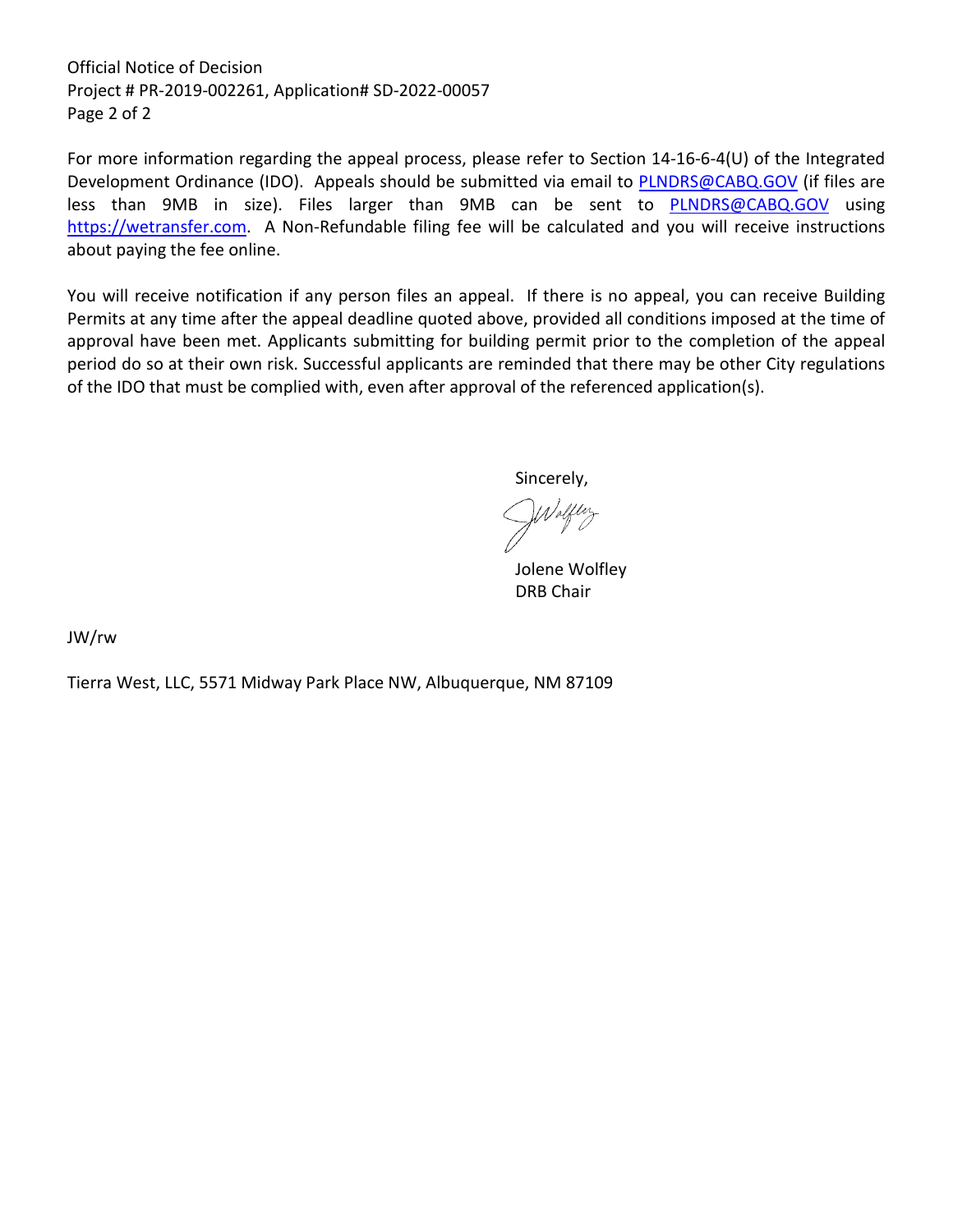For more information regarding the appeal process, please refer to Section 14-16-6-4(U) of the Integrated Development Ordinance (IDO). Appeals should be submitted via email to PLNDRS@CABQ.GOV (if files are less than 9MB in size). Files larger than 9MB can be sent to PLNDRS@CABQ.GOV using https://wetransfer.com. A Non-Refundable filing fee will be calculated and you will receive instructions about paying the fee online.

You will receive notification if any person files an appeal. If there is no appeal, you can receive Building Permits at any time after the appeal deadline quoted above, provided all conditions imposed at the time of approval have been met. Applicants submitting for building permit prior to the completion of the appeal period do so at their own risk. Successful applicants are reminded that there may be other City regulations of the IDO that must be complied with, even after approval of the referenced application(s).

Sincerely,

JWolfley

Jolene Wolfley
DRB Chair

JW/rw

Tierra West, LLC, 5571 Midway Park Place NW, Albuquerque, NM 87109